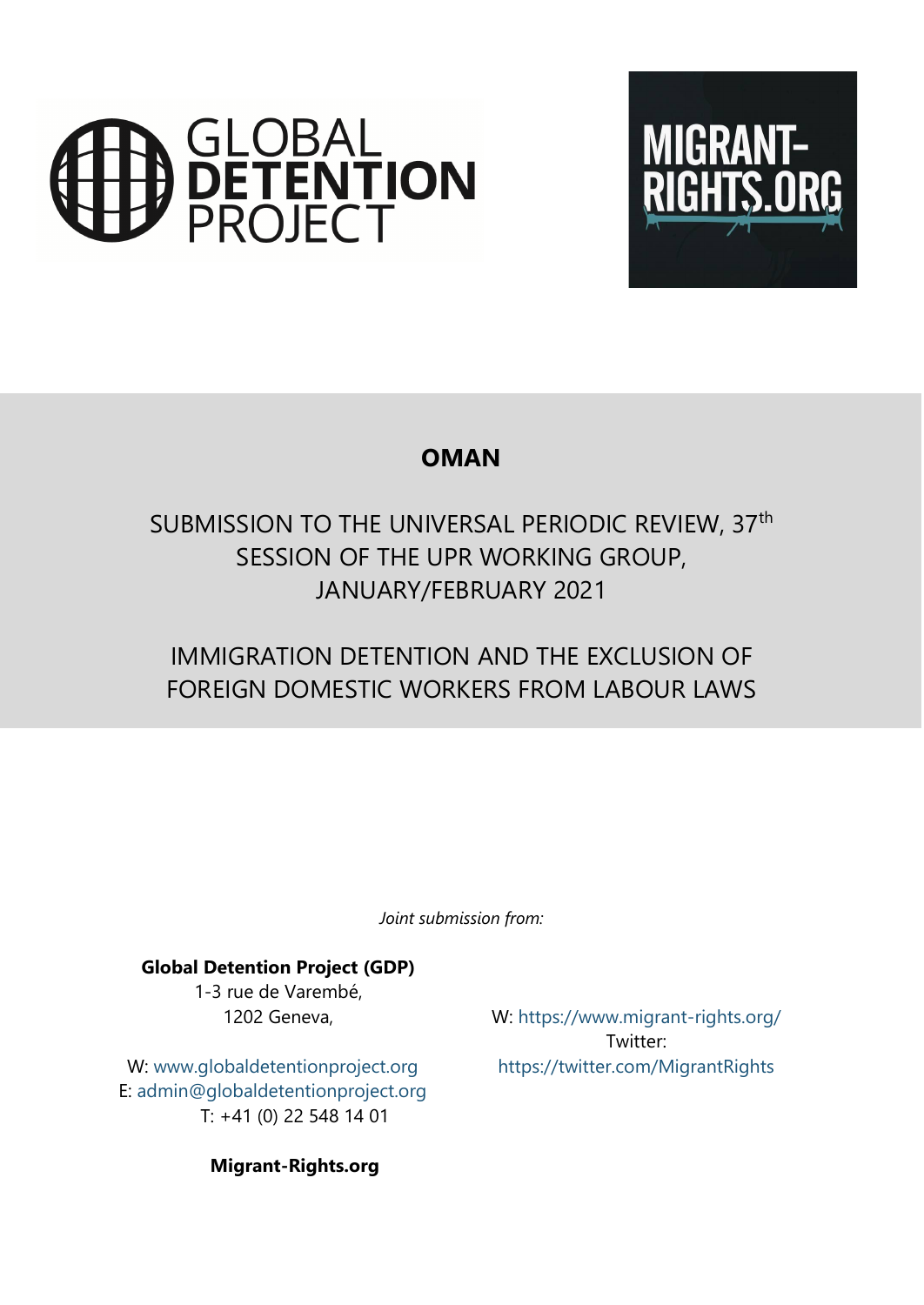GLOBAL **DETENTION** PROJECT

MIGRANT-RIGHTS.ORG

# OMAN

SUBMISSION TO THE UNIVERSAL PERIODIC REVIEW, 37th SESSION OF THE UPR WORKING GROUP, JANUARY/FEBRUARY 2021

IMMIGRATION DETENTION AND THE EXCLUSION OF FOREIGN DOMESTIC WORKERS FROM LABOUR LAWS

*Joint submission from:*

**Global Detention Project (GDP)**
1-3 rue de Varembé,
1202 Geneva,

W: www.globaldetentionproject.org
E: admin@globaldetentionproject.org
T: +41 (0) 22 548 14 01

**Migrant-Rights.org**

W: https://www.migrant-rights.org/
Twitter:
https://twitter.com/MigrantRights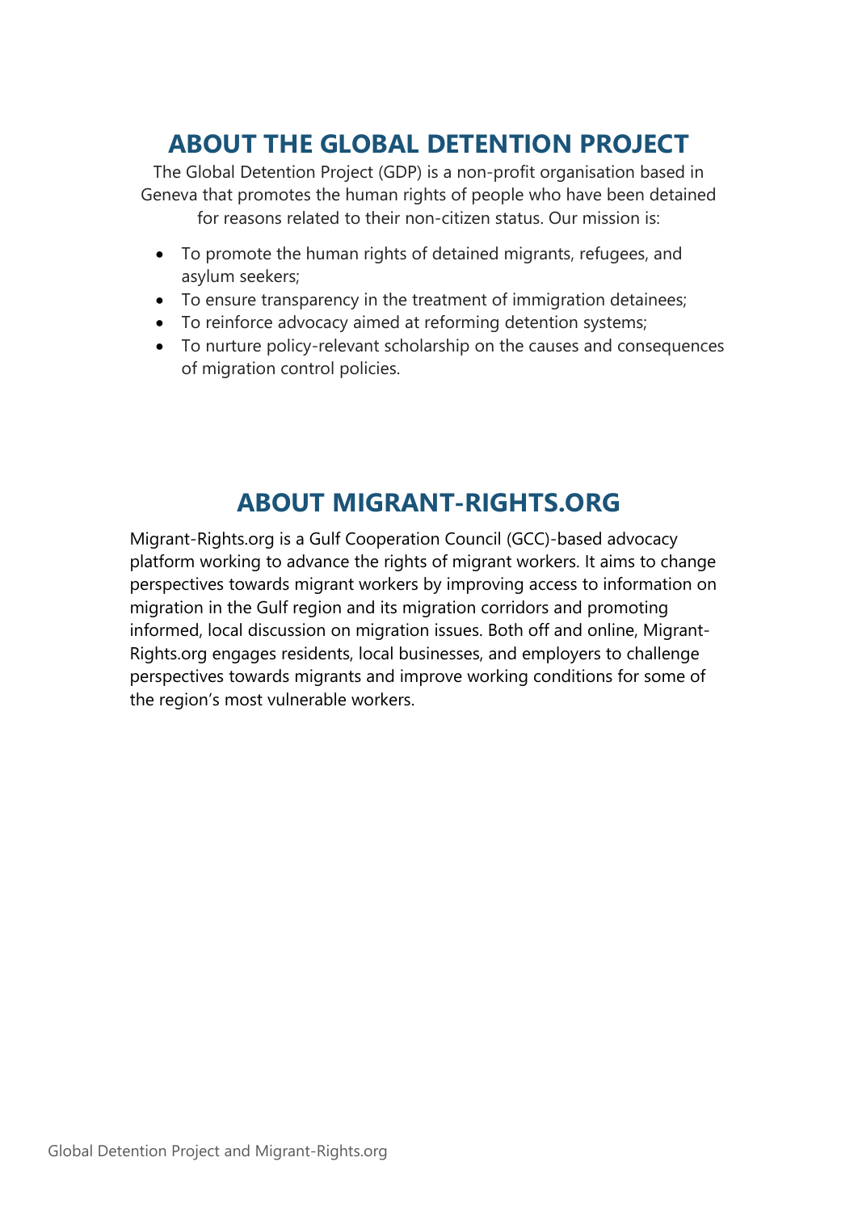## ABOUT THE GLOBAL DETENTION PROJECT

The Global Detention Project (GDP) is a non-profit organisation based in Geneva that promotes the human rights of people who have been detained for reasons related to their non-citizen status. Our mission is:

- To promote the human rights of detained migrants, refugees, and asylum seekers;
- To ensure transparency in the treatment of immigration detainees;
- To reinforce advocacy aimed at reforming detention systems;
- To nurture policy-relevant scholarship on the causes and consequences of migration control policies.

## ABOUT MIGRANT-RIGHTS.ORG

Migrant-Rights.org is a Gulf Cooperation Council (GCC)-based advocacy platform working to advance the rights of migrant workers. It aims to change perspectives towards migrant workers by improving access to information on migration in the Gulf region and its migration corridors and promoting informed, local discussion on migration issues. Both off and online, Migrant-Rights.org engages residents, local businesses, and employers to challenge perspectives towards migrants and improve working conditions for some of the region's most vulnerable workers.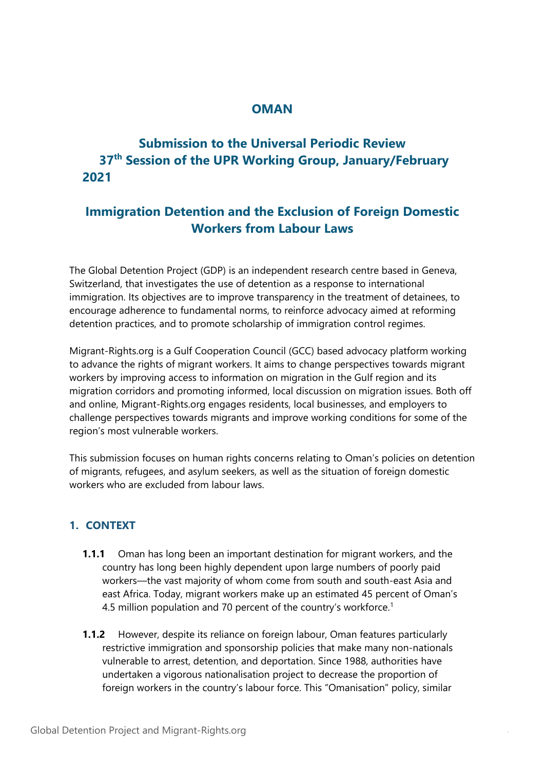# OMAN

## Submission to the Universal Periodic Review 37th Session of the UPR Working Group, January/February 2021

## Immigration Detention and the Exclusion of Foreign Domestic Workers from Labour Laws

The Global Detention Project (GDP) is an independent research centre based in Geneva, Switzerland, that investigates the use of detention as a response to international immigration. Its objectives are to improve transparency in the treatment of detainees, to encourage adherence to fundamental norms, to reinforce advocacy aimed at reforming detention practices, and to promote scholarship of immigration control regimes.

Migrant-Rights.org is a Gulf Cooperation Council (GCC) based advocacy platform working to advance the rights of migrant workers. It aims to change perspectives towards migrant workers by improving access to information on migration in the Gulf region and its migration corridors and promoting informed, local discussion on migration issues. Both off and online, Migrant-Rights.org engages residents, local businesses, and employers to challenge perspectives towards migrants and improve working conditions for some of the region's most vulnerable workers.

This submission focuses on human rights concerns relating to Oman's policies on detention of migrants, refugees, and asylum seekers, as well as the situation of foreign domestic workers who are excluded from labour laws.

### 1. CONTEXT

**1.1.1** Oman has long been an important destination for migrant workers, and the country has long been highly dependent upon large numbers of poorly paid workers—the vast majority of whom come from south and south-east Asia and east Africa. Today, migrant workers make up an estimated 45 percent of Oman's 4.5 million population and 70 percent of the country's workforce.[1]

**1.1.2** However, despite its reliance on foreign labour, Oman features particularly restrictive immigration and sponsorship policies that make many non-nationals vulnerable to arrest, detention, and deportation. Since 1988, authorities have undertaken a vigorous nationalisation project to decrease the proportion of foreign workers in the country's labour force. This "Omanisation" policy, similar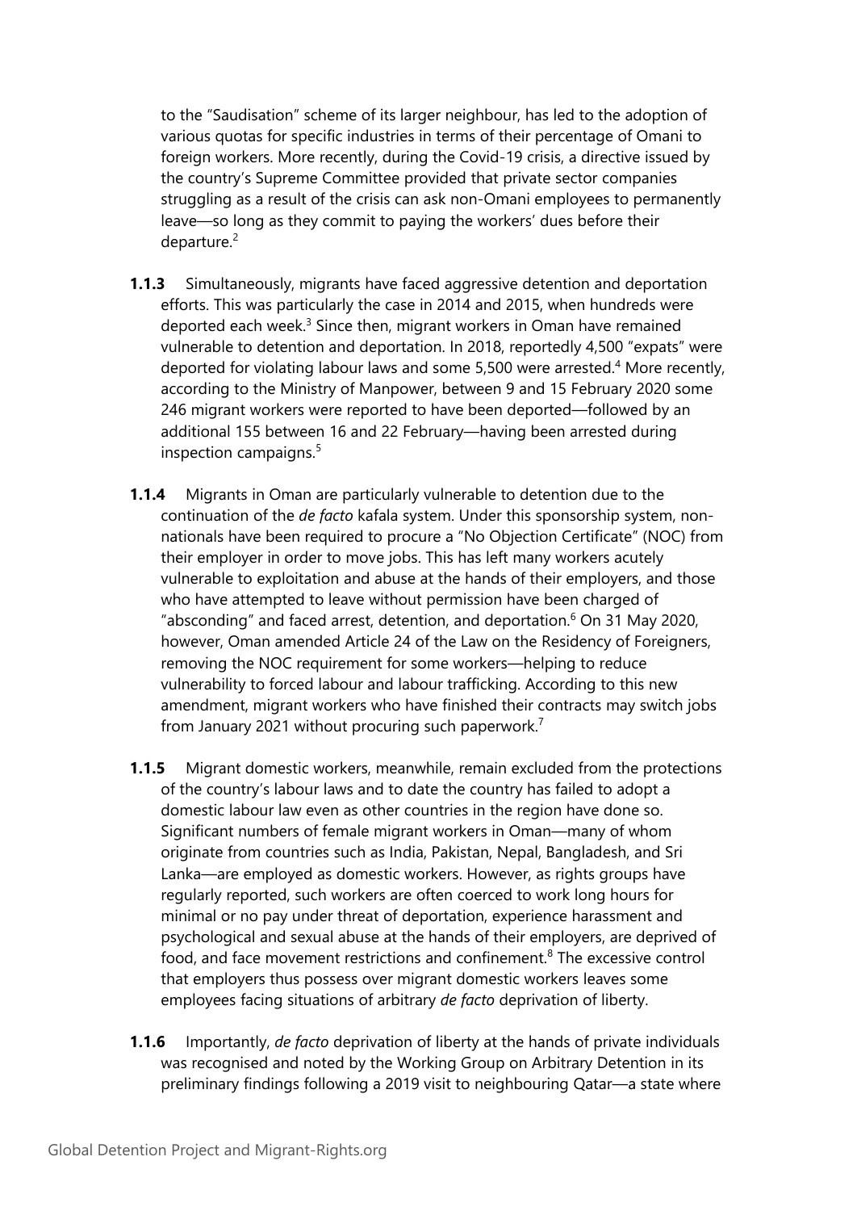to the "Saudisation" scheme of its larger neighbour, has led to the adoption of various quotas for specific industries in terms of their percentage of Omani to foreign workers. More recently, during the Covid-19 crisis, a directive issued by the country's Supreme Committee provided that private sector companies struggling as a result of the crisis can ask non-Omani employees to permanently leave—so long as they commit to paying the workers' dues before their departure.[2]

**1.1.3** Simultaneously, migrants have faced aggressive detention and deportation efforts. This was particularly the case in 2014 and 2015, when hundreds were deported each week.[3] Since then, migrant workers in Oman have remained vulnerable to detention and deportation. In 2018, reportedly 4,500 "expats" were deported for violating labour laws and some 5,500 were arrested.[4] More recently, according to the Ministry of Manpower, between 9 and 15 February 2020 some 246 migrant workers were reported to have been deported—followed by an additional 155 between 16 and 22 February—having been arrested during inspection campaigns.[5]

**1.1.4** Migrants in Oman are particularly vulnerable to detention due to the continuation of the *de facto* kafala system. Under this sponsorship system, non-nationals have been required to procure a "No Objection Certificate" (NOC) from their employer in order to move jobs. This has left many workers acutely vulnerable to exploitation and abuse at the hands of their employers, and those who have attempted to leave without permission have been charged of "absconding" and faced arrest, detention, and deportation.[6] On 31 May 2020, however, Oman amended Article 24 of the Law on the Residency of Foreigners, removing the NOC requirement for some workers—helping to reduce vulnerability to forced labour and labour trafficking. According to this new amendment, migrant workers who have finished their contracts may switch jobs from January 2021 without procuring such paperwork.[7]

**1.1.5** Migrant domestic workers, meanwhile, remain excluded from the protections of the country's labour laws and to date the country has failed to adopt a domestic labour law even as other countries in the region have done so. Significant numbers of female migrant workers in Oman—many of whom originate from countries such as India, Pakistan, Nepal, Bangladesh, and Sri Lanka—are employed as domestic workers. However, as rights groups have regularly reported, such workers are often coerced to work long hours for minimal or no pay under threat of deportation, experience harassment and psychological and sexual abuse at the hands of their employers, are deprived of food, and face movement restrictions and confinement.[8] The excessive control that employers thus possess over migrant domestic workers leaves some employees facing situations of arbitrary *de facto* deprivation of liberty.

**1.1.6** Importantly, *de facto* deprivation of liberty at the hands of private individuals was recognised and noted by the Working Group on Arbitrary Detention in its preliminary findings following a 2019 visit to neighbouring Qatar—a state where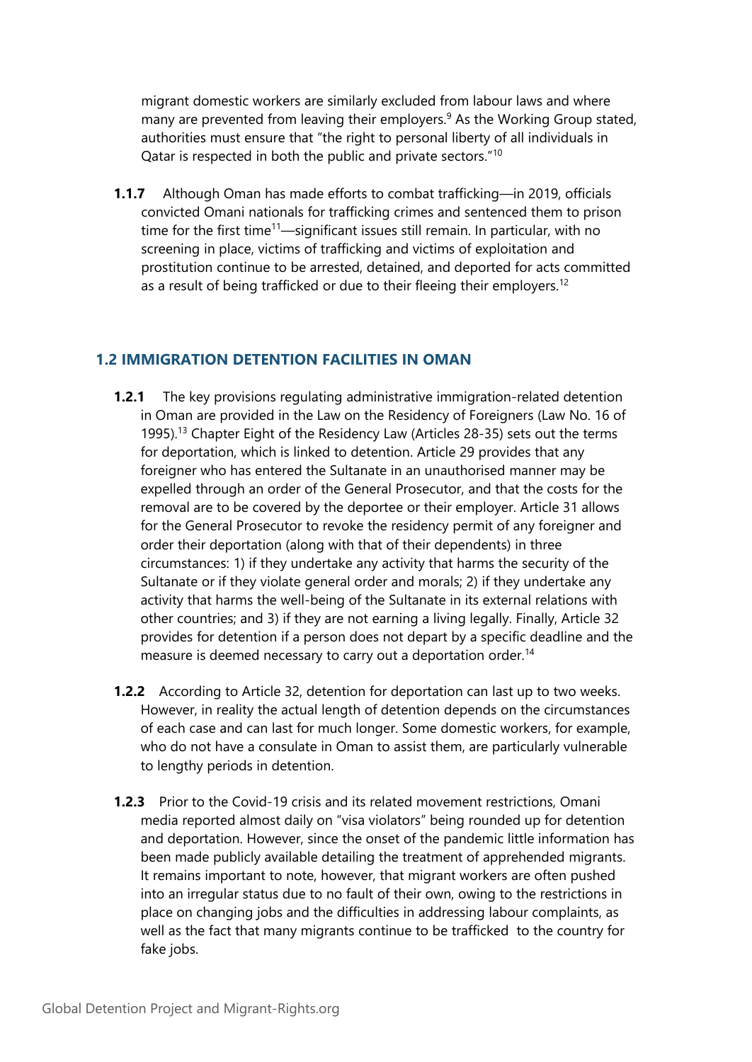migrant domestic workers are similarly excluded from labour laws and where many are prevented from leaving their employers.[9] As the Working Group stated, authorities must ensure that "the right to personal liberty of all individuals in Qatar is respected in both the public and private sectors."[10]

**1.1.7** Although Oman has made efforts to combat trafficking—in 2019, officials convicted Omani nationals for trafficking crimes and sentenced them to prison time for the first time[11]—significant issues still remain. In particular, with no screening in place, victims of trafficking and victims of exploitation and prostitution continue to be arrested, detained, and deported for acts committed as a result of being trafficked or due to their fleeing their employers.[12]

## 1.2 IMMIGRATION DETENTION FACILITIES IN OMAN

**1.2.1** The key provisions regulating administrative immigration-related detention in Oman are provided in the Law on the Residency of Foreigners (Law No. 16 of 1995).[13] Chapter Eight of the Residency Law (Articles 28-35) sets out the terms for deportation, which is linked to detention. Article 29 provides that any foreigner who has entered the Sultanate in an unauthorised manner may be expelled through an order of the General Prosecutor, and that the costs for the removal are to be covered by the deportee or their employer. Article 31 allows for the General Prosecutor to revoke the residency permit of any foreigner and order their deportation (along with that of their dependents) in three circumstances: 1) if they undertake any activity that harms the security of the Sultanate or if they violate general order and morals; 2) if they undertake any activity that harms the well-being of the Sultanate in its external relations with other countries; and 3) if they are not earning a living legally. Finally, Article 32 provides for detention if a person does not depart by a specific deadline and the measure is deemed necessary to carry out a deportation order.[14]

**1.2.2** According to Article 32, detention for deportation can last up to two weeks. However, in reality the actual length of detention depends on the circumstances of each case and can last for much longer. Some domestic workers, for example, who do not have a consulate in Oman to assist them, are particularly vulnerable to lengthy periods in detention.

**1.2.3** Prior to the Covid-19 crisis and its related movement restrictions, Omani media reported almost daily on "visa violators" being rounded up for detention and deportation. However, since the onset of the pandemic little information has been made publicly available detailing the treatment of apprehended migrants. It remains important to note, however, that migrant workers are often pushed into an irregular status due to no fault of their own, owing to the restrictions in place on changing jobs and the difficulties in addressing labour complaints, as well as the fact that many migrants continue to be trafficked to the country for fake jobs.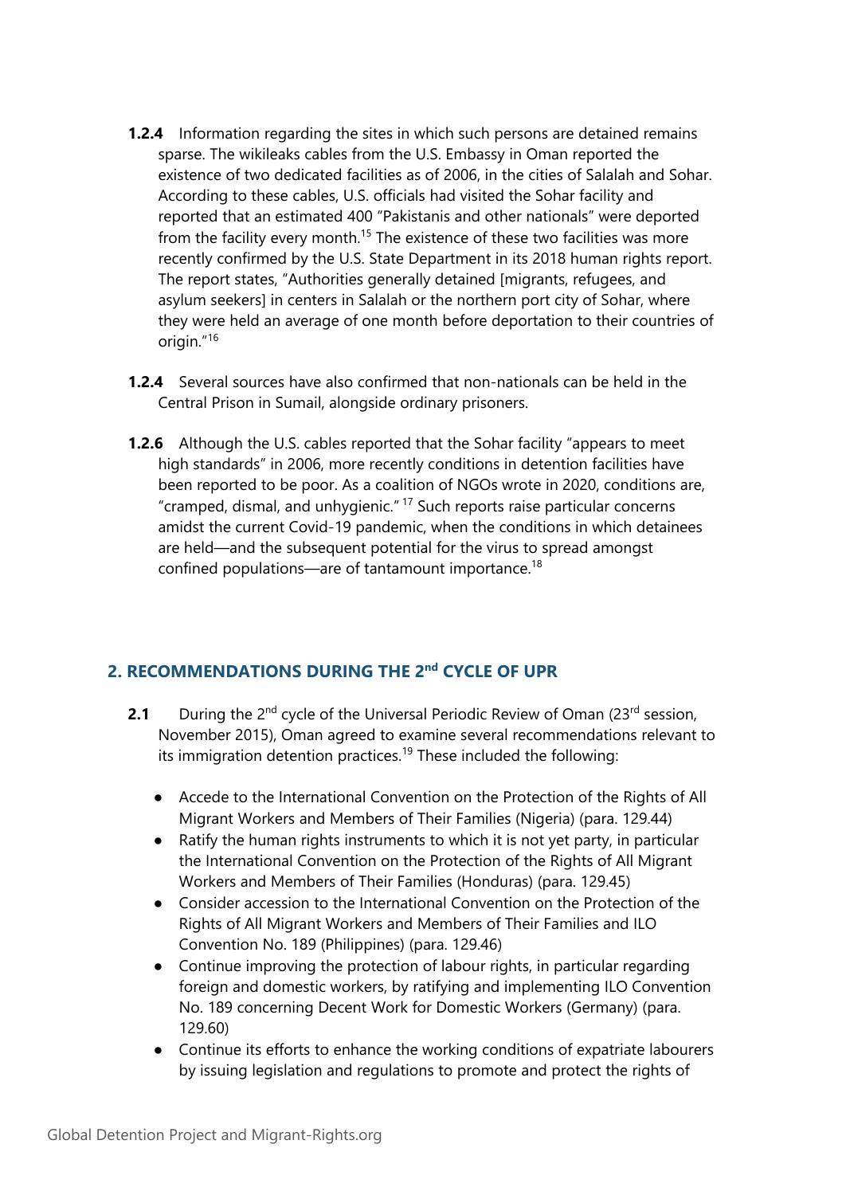**1.2.4** Information regarding the sites in which such persons are detained remains sparse. The wikileaks cables from the U.S. Embassy in Oman reported the existence of two dedicated facilities as of 2006, in the cities of Salalah and Sohar. According to these cables, U.S. officials had visited the Sohar facility and reported that an estimated 400 "Pakistanis and other nationals" were deported from the facility every month.[15] The existence of these two facilities was more recently confirmed by the U.S. State Department in its 2018 human rights report. The report states, "Authorities generally detained [migrants, refugees, and asylum seekers] in centers in Salalah or the northern port city of Sohar, where they were held an average of one month before deportation to their countries of origin."[16]

**1.2.4** Several sources have also confirmed that non-nationals can be held in the Central Prison in Sumail, alongside ordinary prisoners.

**1.2.6** Although the U.S. cables reported that the Sohar facility "appears to meet high standards" in 2006, more recently conditions in detention facilities have been reported to be poor. As a coalition of NGOs wrote in 2020, conditions are, "cramped, dismal, and unhygienic." [17] Such reports raise particular concerns amidst the current Covid-19 pandemic, when the conditions in which detainees are held—and the subsequent potential for the virus to spread amongst confined populations—are of tantamount importance.[18]

## 2. RECOMMENDATIONS DURING THE 2nd CYCLE OF UPR

**2.1** During the 2nd cycle of the Universal Periodic Review of Oman (23rd session, November 2015), Oman agreed to examine several recommendations relevant to its immigration detention practices.[19] These included the following:

- Accede to the International Convention on the Protection of the Rights of All Migrant Workers and Members of Their Families (Nigeria) (para. 129.44)
- Ratify the human rights instruments to which it is not yet party, in particular the International Convention on the Protection of the Rights of All Migrant Workers and Members of Their Families (Honduras) (para. 129.45)
- Consider accession to the International Convention on the Protection of the Rights of All Migrant Workers and Members of Their Families and ILO Convention No. 189 (Philippines) (para. 129.46)
- Continue improving the protection of labour rights, in particular regarding foreign and domestic workers, by ratifying and implementing ILO Convention No. 189 concerning Decent Work for Domestic Workers (Germany) (para. 129.60)
- Continue its efforts to enhance the working conditions of expatriate labourers by issuing legislation and regulations to promote and protect the rights of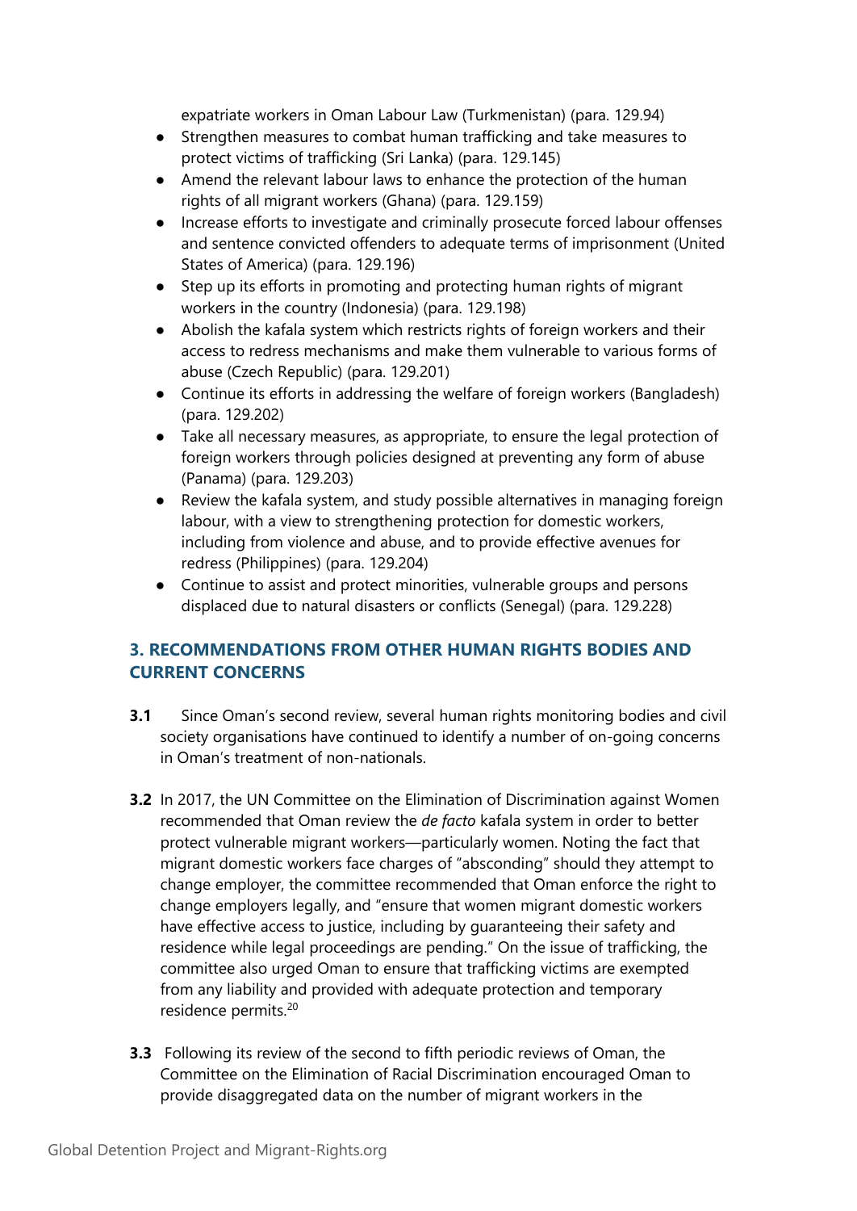expatriate workers in Oman Labour Law (Turkmenistan) (para. 129.94)

- Strengthen measures to combat human trafficking and take measures to protect victims of trafficking (Sri Lanka) (para. 129.145)
- Amend the relevant labour laws to enhance the protection of the human rights of all migrant workers (Ghana) (para. 129.159)
- Increase efforts to investigate and criminally prosecute forced labour offenses and sentence convicted offenders to adequate terms of imprisonment (United States of America) (para. 129.196)
- Step up its efforts in promoting and protecting human rights of migrant workers in the country (Indonesia) (para. 129.198)
- Abolish the kafala system which restricts rights of foreign workers and their access to redress mechanisms and make them vulnerable to various forms of abuse (Czech Republic) (para. 129.201)
- Continue its efforts in addressing the welfare of foreign workers (Bangladesh) (para. 129.202)
- Take all necessary measures, as appropriate, to ensure the legal protection of foreign workers through policies designed at preventing any form of abuse (Panama) (para. 129.203)
- Review the kafala system, and study possible alternatives in managing foreign labour, with a view to strengthening protection for domestic workers, including from violence and abuse, and to provide effective avenues for redress (Philippines) (para. 129.204)
- Continue to assist and protect minorities, vulnerable groups and persons displaced due to natural disasters or conflicts (Senegal) (para. 129.228)

## 3. RECOMMENDATIONS FROM OTHER HUMAN RIGHTS BODIES AND CURRENT CONCERNS

**3.1** Since Oman's second review, several human rights monitoring bodies and civil society organisations have continued to identify a number of on-going concerns in Oman's treatment of non-nationals.

**3.2** In 2017, the UN Committee on the Elimination of Discrimination against Women recommended that Oman review the *de facto* kafala system in order to better protect vulnerable migrant workers—particularly women. Noting the fact that migrant domestic workers face charges of "absconding" should they attempt to change employer, the committee recommended that Oman enforce the right to change employers legally, and "ensure that women migrant domestic workers have effective access to justice, including by guaranteeing their safety and residence while legal proceedings are pending." On the issue of trafficking, the committee also urged Oman to ensure that trafficking victims are exempted from any liability and provided with adequate protection and temporary residence permits.[20]

**3.3** Following its review of the second to fifth periodic reviews of Oman, the Committee on the Elimination of Racial Discrimination encouraged Oman to provide disaggregated data on the number of migrant workers in the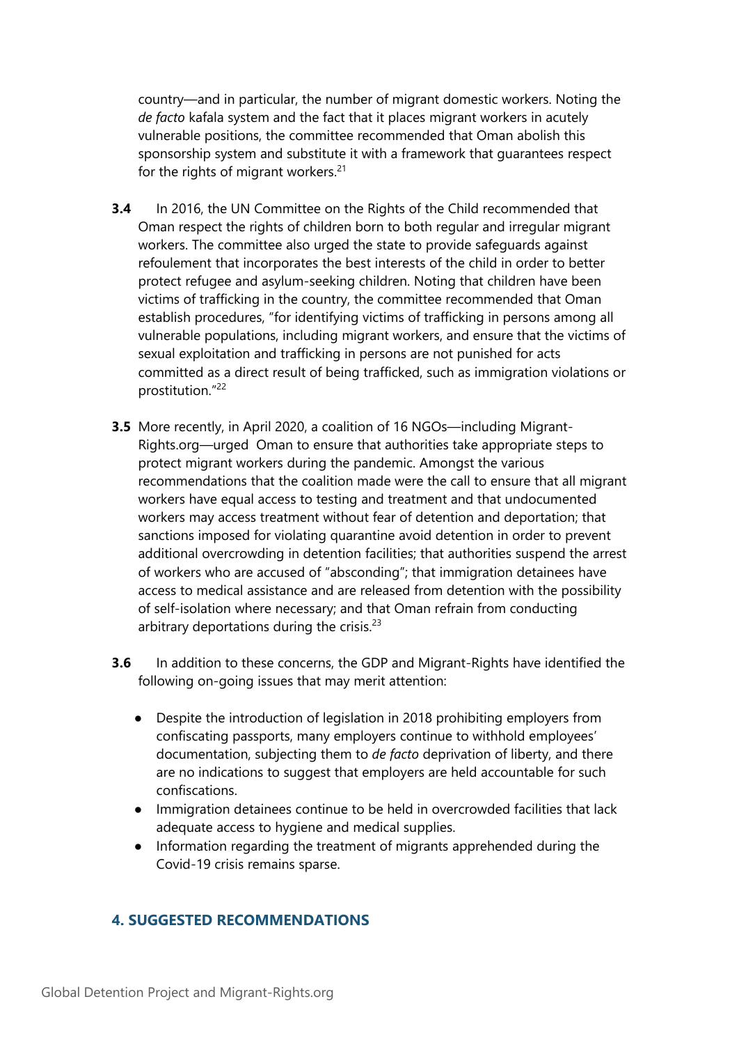country—and in particular, the number of migrant domestic workers. Noting the *de facto* kafala system and the fact that it places migrant workers in acutely vulnerable positions, the committee recommended that Oman abolish this sponsorship system and substitute it with a framework that guarantees respect for the rights of migrant workers.[21]

**3.4** In 2016, the UN Committee on the Rights of the Child recommended that Oman respect the rights of children born to both regular and irregular migrant workers. The committee also urged the state to provide safeguards against refoulement that incorporates the best interests of the child in order to better protect refugee and asylum-seeking children. Noting that children have been victims of trafficking in the country, the committee recommended that Oman establish procedures, "for identifying victims of trafficking in persons among all vulnerable populations, including migrant workers, and ensure that the victims of sexual exploitation and trafficking in persons are not punished for acts committed as a direct result of being trafficked, such as immigration violations or prostitution."[22]

**3.5** More recently, in April 2020, a coalition of 16 NGOs—including Migrant-Rights.org—urged Oman to ensure that authorities take appropriate steps to protect migrant workers during the pandemic. Amongst the various recommendations that the coalition made were the call to ensure that all migrant workers have equal access to testing and treatment and that undocumented workers may access treatment without fear of detention and deportation; that sanctions imposed for violating quarantine avoid detention in order to prevent additional overcrowding in detention facilities; that authorities suspend the arrest of workers who are accused of "absconding"; that immigration detainees have access to medical assistance and are released from detention with the possibility of self-isolation where necessary; and that Oman refrain from conducting arbitrary deportations during the crisis.[23]

**3.6** In addition to these concerns, the GDP and Migrant-Rights have identified the following on-going issues that may merit attention:

- Despite the introduction of legislation in 2018 prohibiting employers from confiscating passports, many employers continue to withhold employees' documentation, subjecting them to *de facto* deprivation of liberty, and there are no indications to suggest that employers are held accountable for such confiscations.
- Immigration detainees continue to be held in overcrowded facilities that lack adequate access to hygiene and medical supplies.
- Information regarding the treatment of migrants apprehended during the Covid-19 crisis remains sparse.

## 4. SUGGESTED RECOMMENDATIONS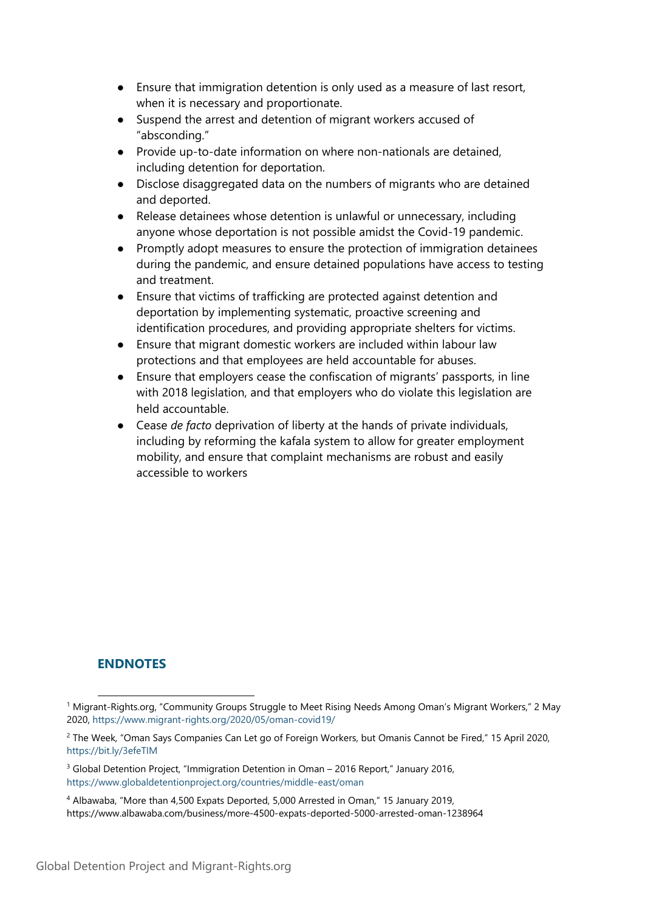- Ensure that immigration detention is only used as a measure of last resort, when it is necessary and proportionate.
- Suspend the arrest and detention of migrant workers accused of "absconding."
- Provide up-to-date information on where non-nationals are detained, including detention for deportation.
- Disclose disaggregated data on the numbers of migrants who are detained and deported.
- Release detainees whose detention is unlawful or unnecessary, including anyone whose deportation is not possible amidst the Covid-19 pandemic.
- Promptly adopt measures to ensure the protection of immigration detainees during the pandemic, and ensure detained populations have access to testing and treatment.
- Ensure that victims of trafficking are protected against detention and deportation by implementing systematic, proactive screening and identification procedures, and providing appropriate shelters for victims.
- Ensure that migrant domestic workers are included within labour law protections and that employees are held accountable for abuses.
- Ensure that employers cease the confiscation of migrants' passports, in line with 2018 legislation, and that employers who do violate this legislation are held accountable.
- Cease *de facto* deprivation of liberty at the hands of private individuals, including by reforming the kafala system to allow for greater employment mobility, and ensure that complaint mechanisms are robust and easily accessible to workers

## ENDNOTES

[1] Migrant-Rights.org, "Community Groups Struggle to Meet Rising Needs Among Oman's Migrant Workers," 2 May 2020, https://www.migrant-rights.org/2020/05/oman-covid19/

[2] The Week, "Oman Says Companies Can Let go of Foreign Workers, but Omanis Cannot be Fired," 15 April 2020, https://bit.ly/3efeTIM

[3] Global Detention Project, "Immigration Detention in Oman – 2016 Report," January 2016, https://www.globaldetentionproject.org/countries/middle-east/oman

[4] Albawaba, "More than 4,500 Expats Deported, 5,000 Arrested in Oman," 15 January 2019, https://www.albawaba.com/business/more-4500-expats-deported-5000-arrested-oman-1238964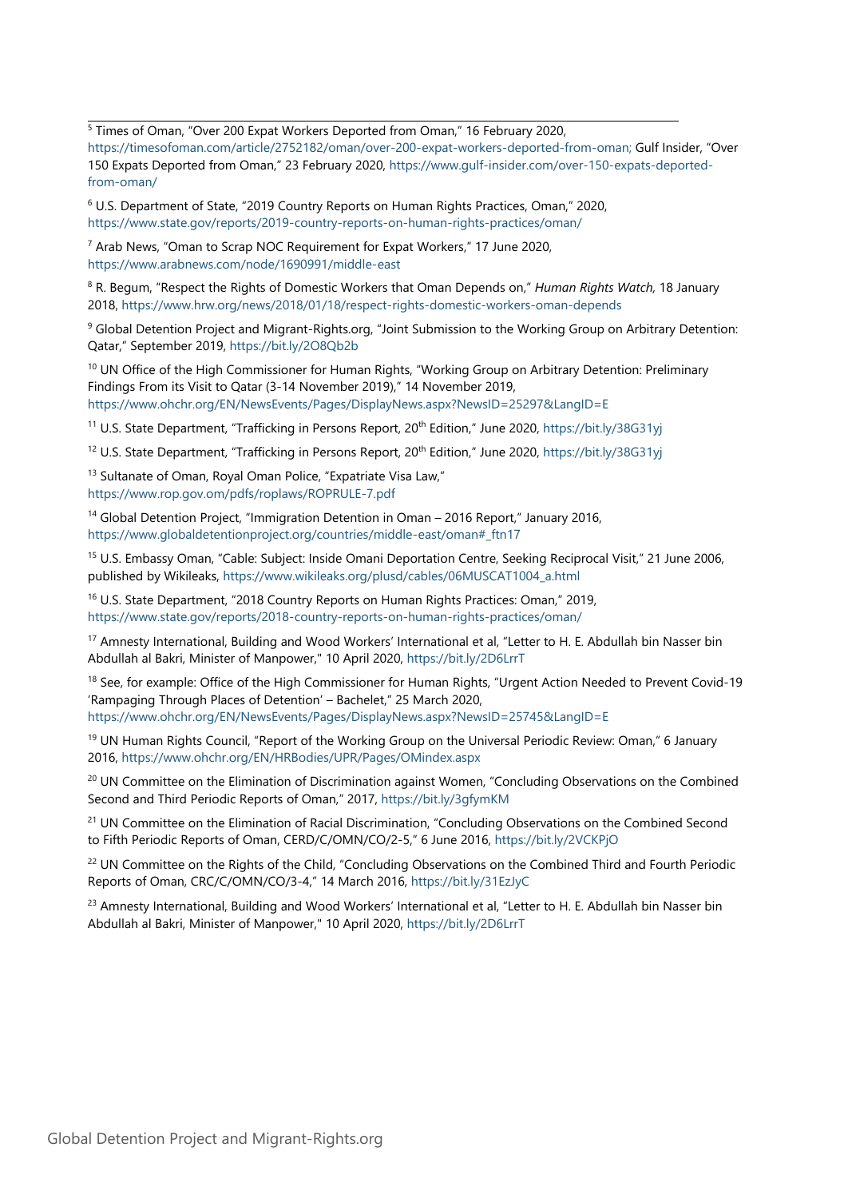[5] Times of Oman, "Over 200 Expat Workers Deported from Oman," 16 February 2020, https://timesofoman.com/article/2752182/oman/over-200-expat-workers-deported-from-oman; Gulf Insider, "Over 150 Expats Deported from Oman," 23 February 2020, https://www.gulf-insider.com/over-150-expats-deported-from-oman/

[6] U.S. Department of State, "2019 Country Reports on Human Rights Practices, Oman," 2020, https://www.state.gov/reports/2019-country-reports-on-human-rights-practices/oman/

[7] Arab News, "Oman to Scrap NOC Requirement for Expat Workers," 17 June 2020, https://www.arabnews.com/node/1690991/middle-east

[8] R. Begum, "Respect the Rights of Domestic Workers that Oman Depends on," *Human Rights Watch,* 18 January 2018, https://www.hrw.org/news/2018/01/18/respect-rights-domestic-workers-oman-depends

[9] Global Detention Project and Migrant-Rights.org, "Joint Submission to the Working Group on Arbitrary Detention: Qatar," September 2019, https://bit.ly/2O8Qb2b

[10] UN Office of the High Commissioner for Human Rights, "Working Group on Arbitrary Detention: Preliminary Findings From its Visit to Qatar (3-14 November 2019)," 14 November 2019, https://www.ohchr.org/EN/NewsEvents/Pages/DisplayNews.aspx?NewsID=25297&LangID=E

[11] U.S. State Department, "Trafficking in Persons Report, 20th Edition," June 2020, https://bit.ly/38G31yj

[12] U.S. State Department, "Trafficking in Persons Report, 20th Edition," June 2020, https://bit.ly/38G31yj

[13] Sultanate of Oman, Royal Oman Police, "Expatriate Visa Law," https://www.rop.gov.om/pdfs/roplaws/ROPRULE-7.pdf

[14] Global Detention Project, "Immigration Detention in Oman – 2016 Report," January 2016, https://www.globaldetentionproject.org/countries/middle-east/oman#_ftn17

[15] U.S. Embassy Oman, "Cable: Subject: Inside Omani Deportation Centre, Seeking Reciprocal Visit," 21 June 2006, published by Wikileaks, https://www.wikileaks.org/plusd/cables/06MUSCAT1004_a.html

[16] U.S. State Department, "2018 Country Reports on Human Rights Practices: Oman," 2019, https://www.state.gov/reports/2018-country-reports-on-human-rights-practices/oman/

[17] Amnesty International, Building and Wood Workers' International et al, "Letter to H. E. Abdullah bin Nasser bin Abdullah al Bakri, Minister of Manpower," 10 April 2020, https://bit.ly/2D6LrrT

[18] See, for example: Office of the High Commissioner for Human Rights, "Urgent Action Needed to Prevent Covid-19 'Rampaging Through Places of Detention' – Bachelet," 25 March 2020, https://www.ohchr.org/EN/NewsEvents/Pages/DisplayNews.aspx?NewsID=25745&LangID=E

[19] UN Human Rights Council, "Report of the Working Group on the Universal Periodic Review: Oman," 6 January 2016, https://www.ohchr.org/EN/HRBodies/UPR/Pages/OMindex.aspx

[20] UN Committee on the Elimination of Discrimination against Women, "Concluding Observations on the Combined Second and Third Periodic Reports of Oman," 2017, https://bit.ly/3gfymKM

[21] UN Committee on the Elimination of Racial Discrimination, "Concluding Observations on the Combined Second to Fifth Periodic Reports of Oman, CERD/C/OMN/CO/2-5," 6 June 2016, https://bit.ly/2VCKPjO

[22] UN Committee on the Rights of the Child, "Concluding Observations on the Combined Third and Fourth Periodic Reports of Oman, CRC/C/OMN/CO/3-4," 14 March 2016, https://bit.ly/31EzJyC

[23] Amnesty International, Building and Wood Workers' International et al, "Letter to H. E. Abdullah bin Nasser bin Abdullah al Bakri, Minister of Manpower," 10 April 2020, https://bit.ly/2D6LrrT